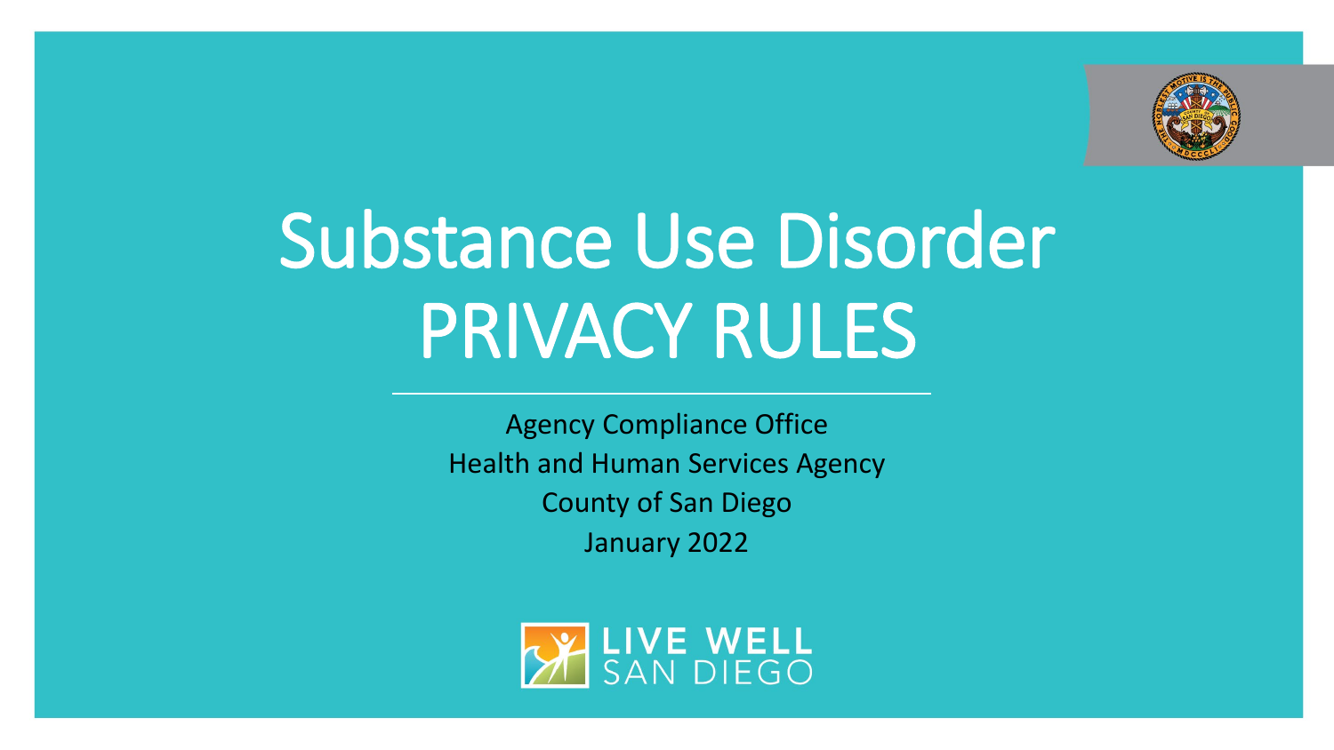# Substance Use Disorder PRIVACY RULES

Agency Compliance Office
Health and Human Services Agency
County of San Diego
January 2022

LIVE WELL SAN DIEGO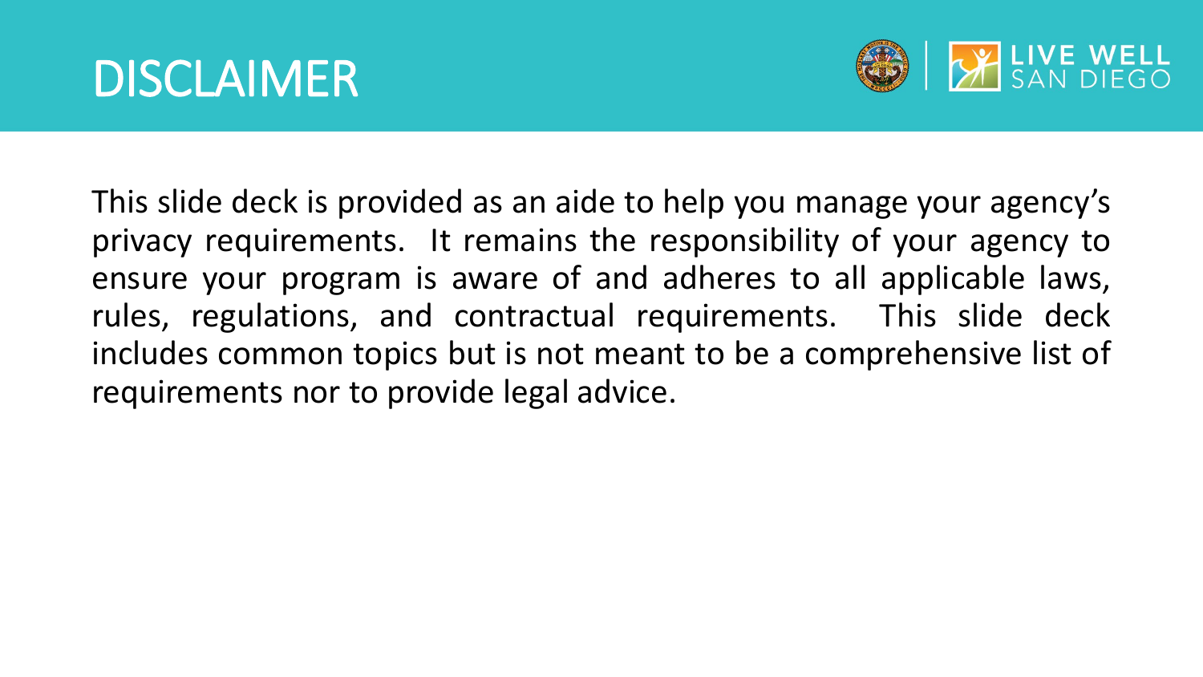# DISCLAIMER

This slide deck is provided as an aide to help you manage your agency's privacy requirements. It remains the responsibility of your agency to ensure your program is aware of and adheres to all applicable laws, rules, regulations, and contractual requirements. This slide deck includes common topics but is not meant to be a comprehensive list of requirements nor to provide legal advice.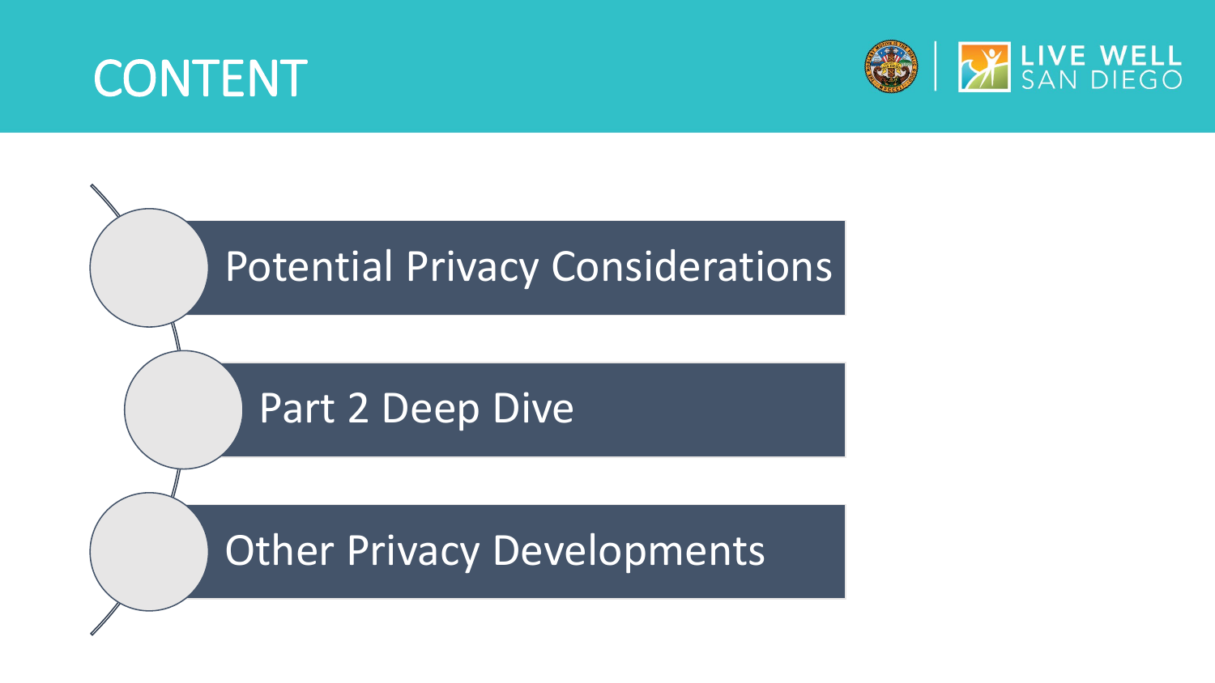# CONTENT

- Potential Privacy Considerations
- Part 2 Deep Dive
- Other Privacy Developments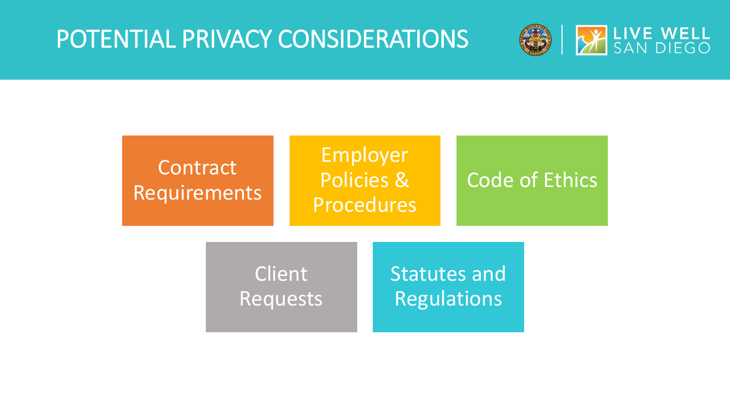# POTENTIAL PRIVACY CONSIDERATIONS

- Contract Requirements
- Employer Policies & Procedures
- Code of Ethics
- Client Requests
- Statutes and Regulations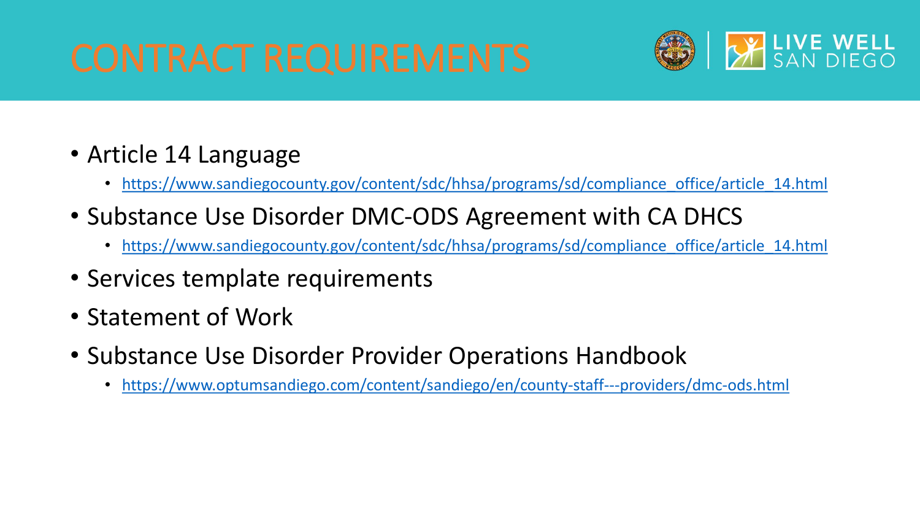# CONTRACT REQUIREMENTS

- Article 14 Language
  - https://www.sandiegocounty.gov/content/sdc/hhsa/programs/sd/compliance_office/article_14.html
- Substance Use Disorder DMC-ODS Agreement with CA DHCS
  - https://www.sandiegocounty.gov/content/sdc/hhsa/programs/sd/compliance_office/article_14.html
- Services template requirements
- Statement of Work
- Substance Use Disorder Provider Operations Handbook
  - https://www.optumsandiego.com/content/sandiego/en/county-staff---providers/dmc-ods.html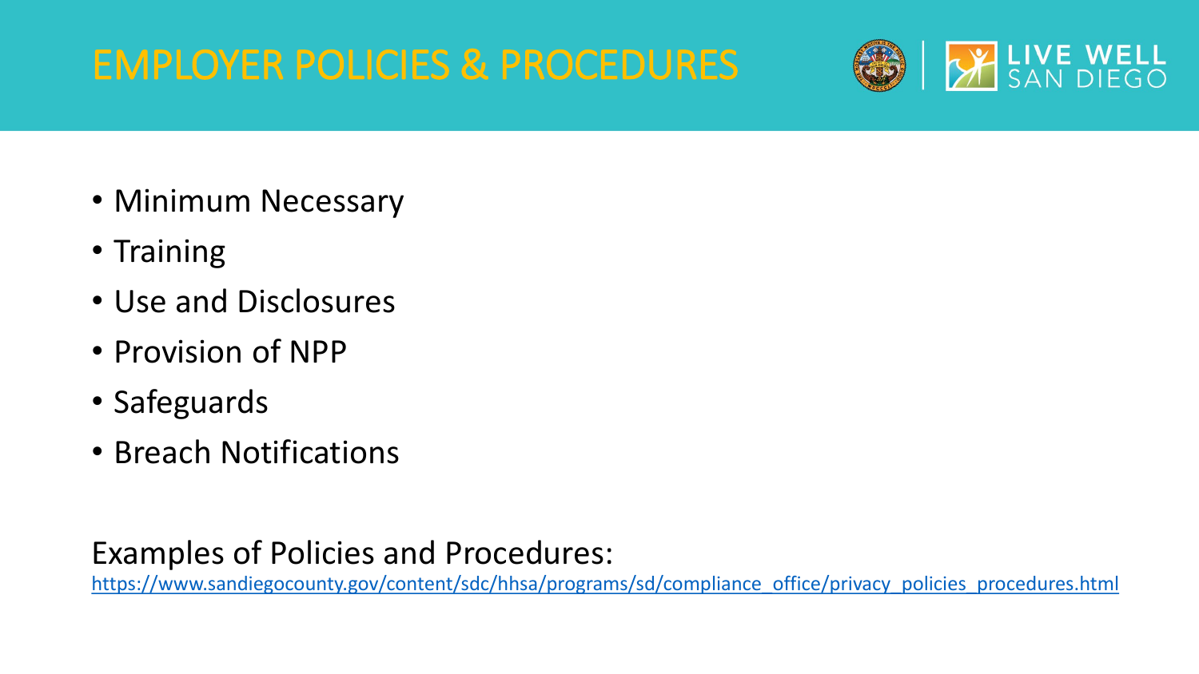# EMPLOYER POLICIES & PROCEDURES

- Minimum Necessary
- Training
- Use and Disclosures
- Provision of NPP
- Safeguards
- Breach Notifications

Examples of Policies and Procedures:
https://www.sandiegocounty.gov/content/sdc/hhsa/programs/sd/compliance_office/privacy_policies_procedures.html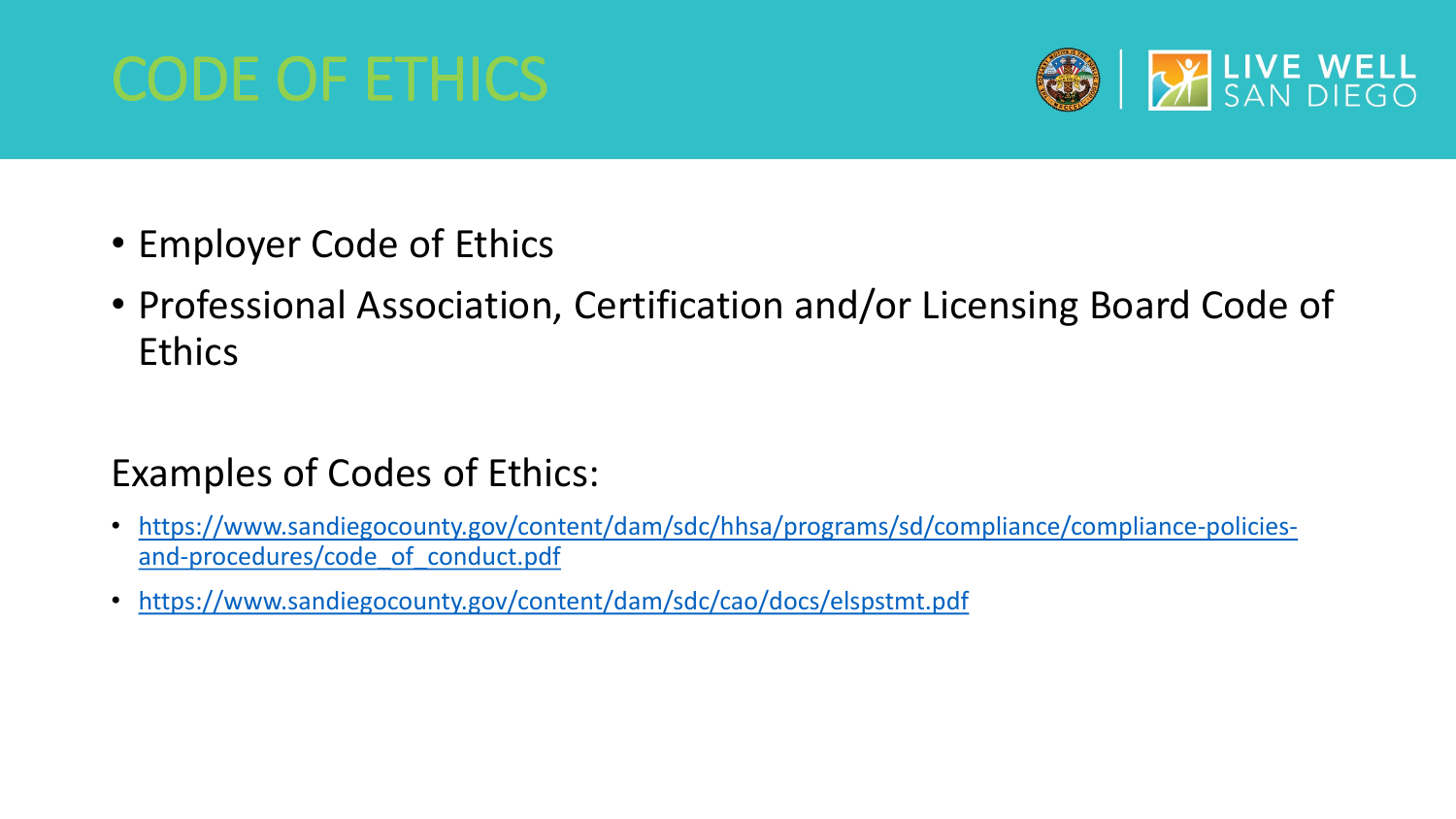# CODE OF ETHICS

- Employer Code of Ethics
- Professional Association, Certification and/or Licensing Board Code of Ethics

Examples of Codes of Ethics:

- https://www.sandiegocounty.gov/content/dam/sdc/hhsa/programs/sd/compliance/compliance-policies-and-procedures/code_of_conduct.pdf
- https://www.sandiegocounty.gov/content/dam/sdc/cao/docs/elspstmt.pdf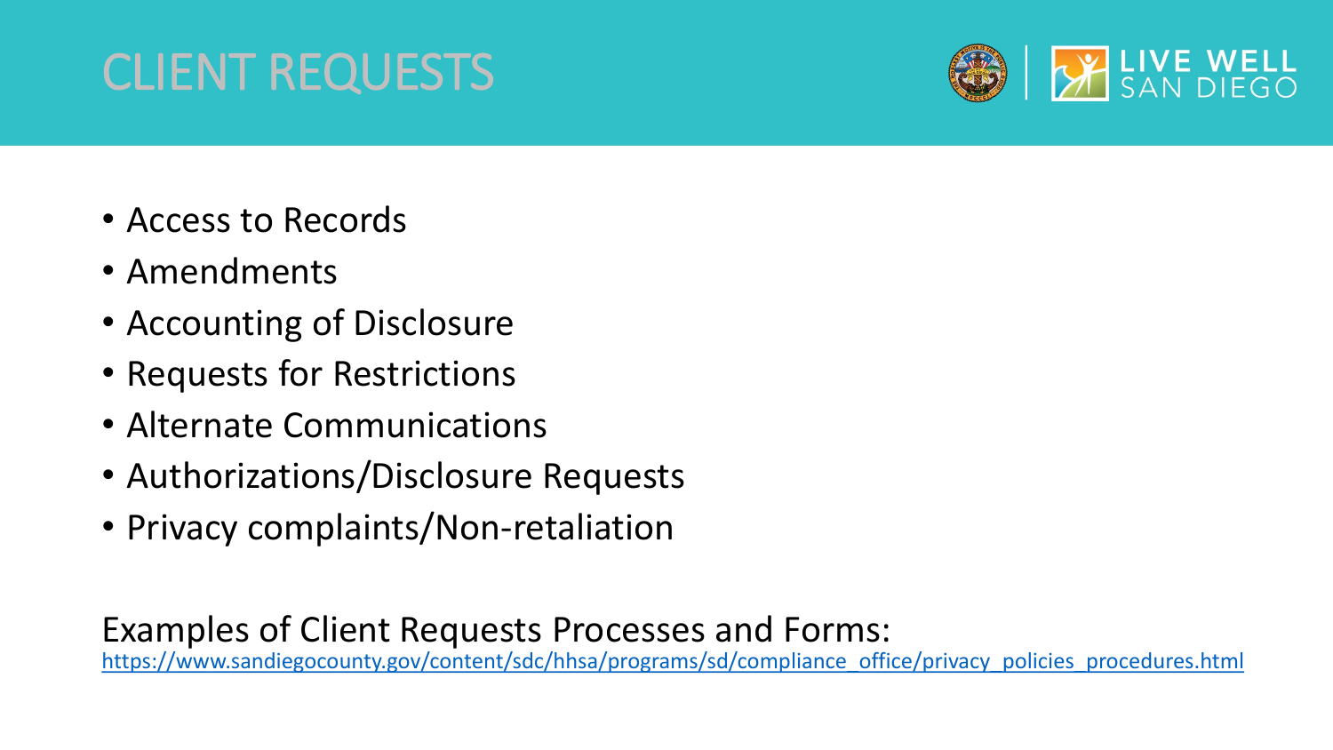# CLIENT REQUESTS

- Access to Records
- Amendments
- Accounting of Disclosure
- Requests for Restrictions
- Alternate Communications
- Authorizations/Disclosure Requests
- Privacy complaints/Non-retaliation

Examples of Client Requests Processes and Forms:
[https://www.sandiegocounty.gov/content/sdc/hhsa/programs/sd/compliance_office/privacy_policies_procedures.html](https://www.sandiegocounty.gov/content/sdc/hhsa/programs/sd/compliance_office/privacy_policies_procedures.html)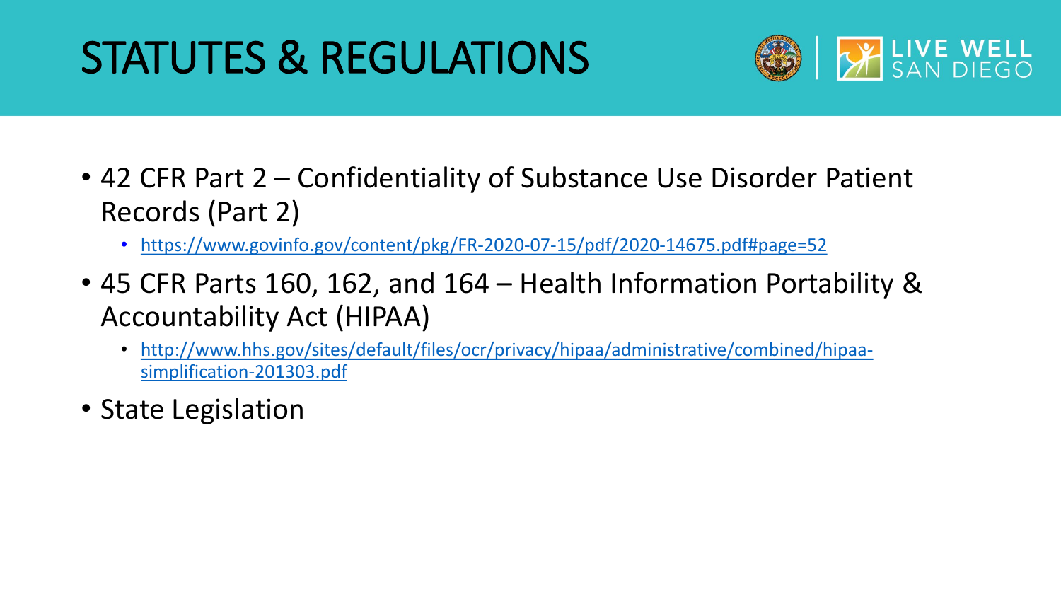# STATUTES & REGULATIONS

- 42 CFR Part 2 – Confidentiality of Substance Use Disorder Patient Records (Part 2)
  - https://www.govinfo.gov/content/pkg/FR-2020-07-15/pdf/2020-14675.pdf#page=52
- 45 CFR Parts 160, 162, and 164 – Health Information Portability & Accountability Act (HIPAA)
  - http://www.hhs.gov/sites/default/files/ocr/privacy/hipaa/administrative/combined/hipaa-simplification-201303.pdf
- State Legislation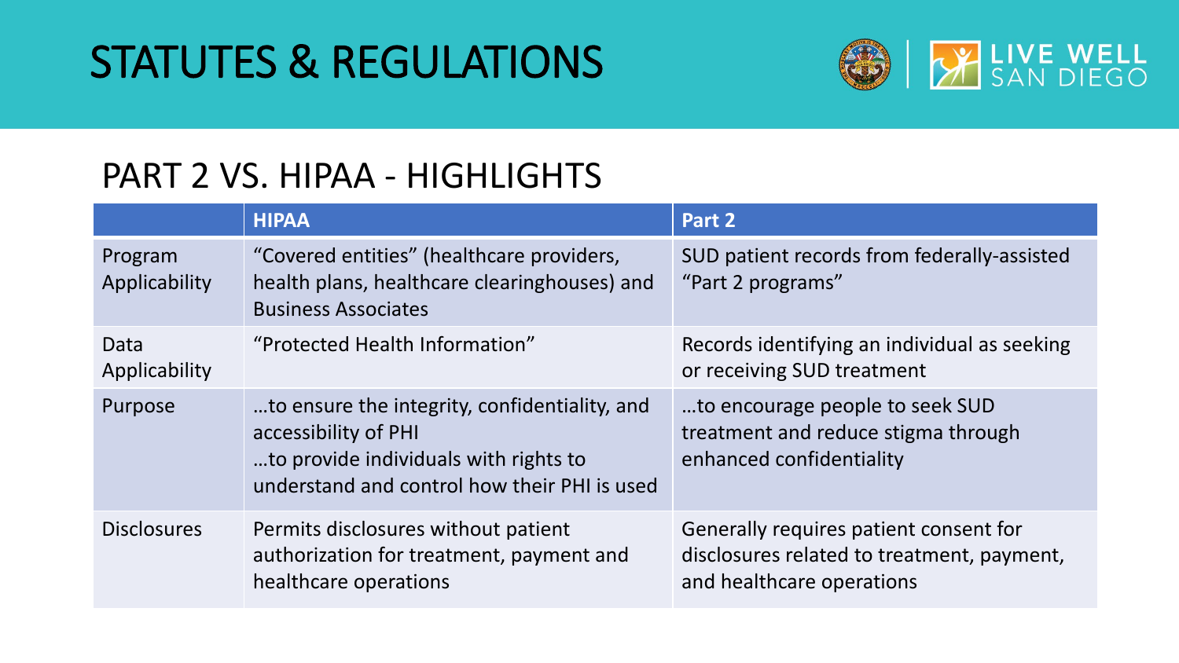# STATUTES & REGULATIONS

## PART 2 VS. HIPAA - HIGHLIGHTS

| | HIPAA | Part 2 |
|---|---|---|
| Program Applicability | "Covered entities" (healthcare providers, health plans, healthcare clearinghouses) and Business Associates | SUD patient records from federally-assisted "Part 2 programs" |
| Data Applicability | "Protected Health Information" | Records identifying an individual as seeking or receiving SUD treatment |
| Purpose | …to ensure the integrity, confidentiality, and accessibility of PHI<br>…to provide individuals with rights to understand and control how their PHI is used | …to encourage people to seek SUD treatment and reduce stigma through enhanced confidentiality |
| Disclosures | Permits disclosures without patient authorization for treatment, payment and healthcare operations | Generally requires patient consent for disclosures related to treatment, payment, and healthcare operations |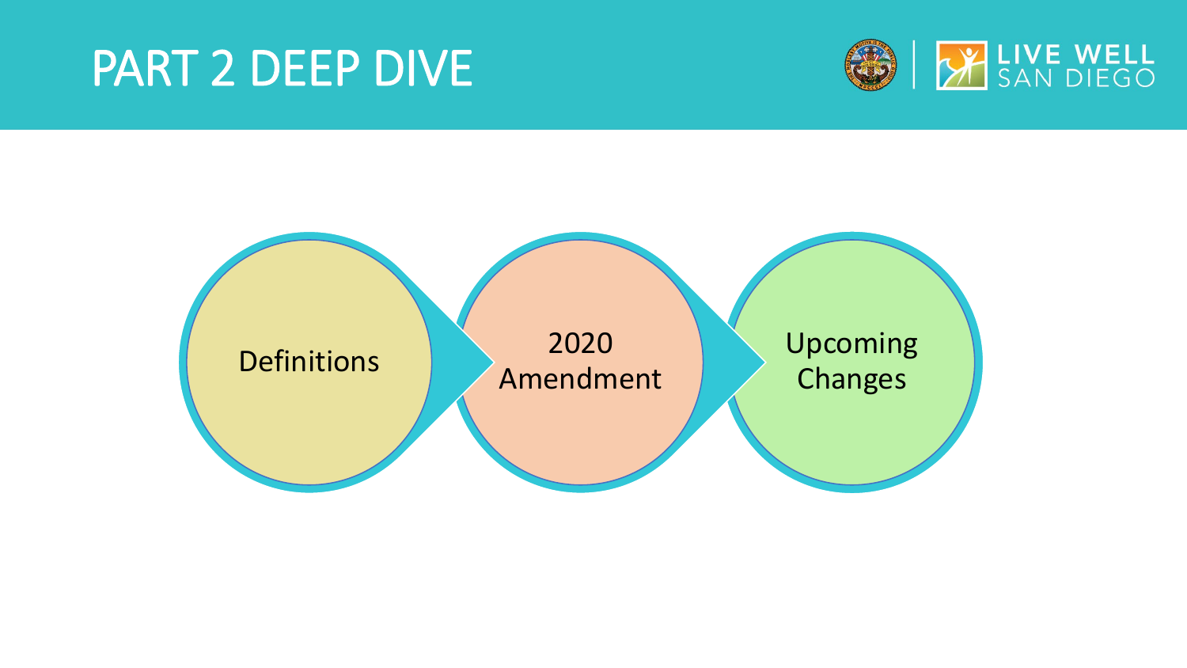# PART 2 DEEP DIVE

- Definitions
- 2020 Amendment
- Upcoming Changes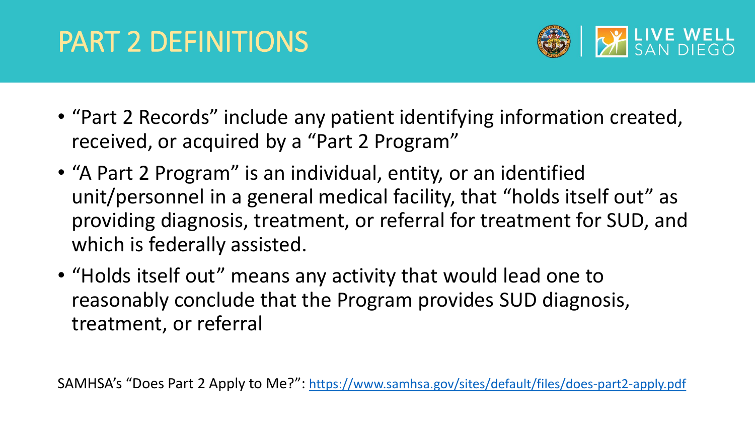# PART 2 DEFINITIONS

- "Part 2 Records" include any patient identifying information created, received, or acquired by a "Part 2 Program"
- "A Part 2 Program" is an individual, entity, or an identified unit/personnel in a general medical facility, that "holds itself out" as providing diagnosis, treatment, or referral for treatment for SUD, and which is federally assisted.
- "Holds itself out" means any activity that would lead one to reasonably conclude that the Program provides SUD diagnosis, treatment, or referral

SAMHSA's "Does Part 2 Apply to Me?": https://www.samhsa.gov/sites/default/files/does-part2-apply.pdf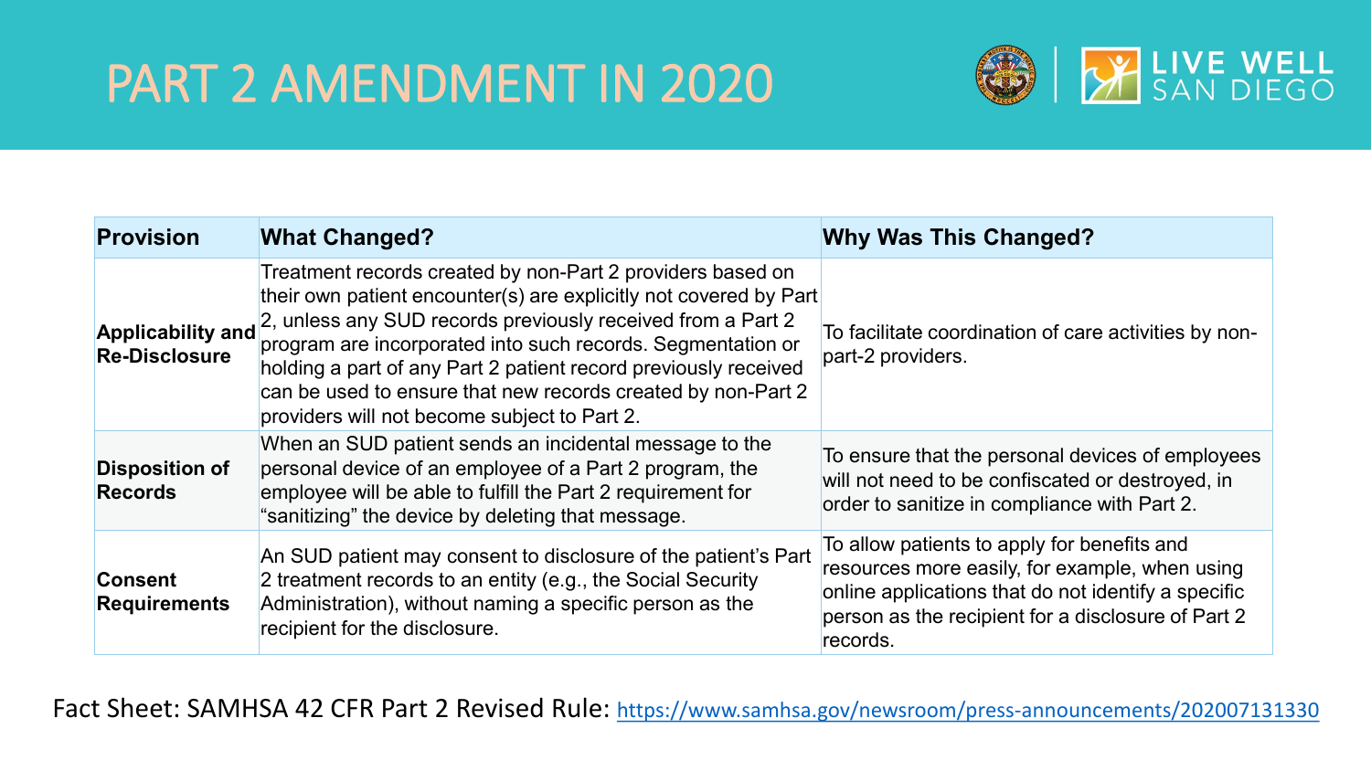# PART 2 AMENDMENT IN 2020

| Provision | What Changed? | Why Was This Changed? |
| --- | --- | --- |
| **Applicability and Re-Disclosure** | Treatment records created by non-Part 2 providers based on their own patient encounter(s) are explicitly not covered by Part 2, unless any SUD records previously received from a Part 2 program are incorporated into such records. Segmentation or holding a part of any Part 2 patient record previously received can be used to ensure that new records created by non-Part 2 providers will not become subject to Part 2. | To facilitate coordination of care activities by non-part-2 providers. |
| **Disposition of Records** | When an SUD patient sends an incidental message to the personal device of an employee of a Part 2 program, the employee will be able to fulfill the Part 2 requirement for "sanitizing" the device by deleting that message. | To ensure that the personal devices of employees will not need to be confiscated or destroyed, in order to sanitize in compliance with Part 2. |
| **Consent Requirements** | An SUD patient may consent to disclosure of the patient's Part 2 treatment records to an entity (e.g., the Social Security Administration), without naming a specific person as the recipient for the disclosure. | To allow patients to apply for benefits and resources more easily, for example, when using online applications that do not identify a specific person as the recipient for a disclosure of Part 2 records. |

Fact Sheet: SAMHSA 42 CFR Part 2 Revised Rule: https://www.samhsa.gov/newsroom/press-announcements/202007131330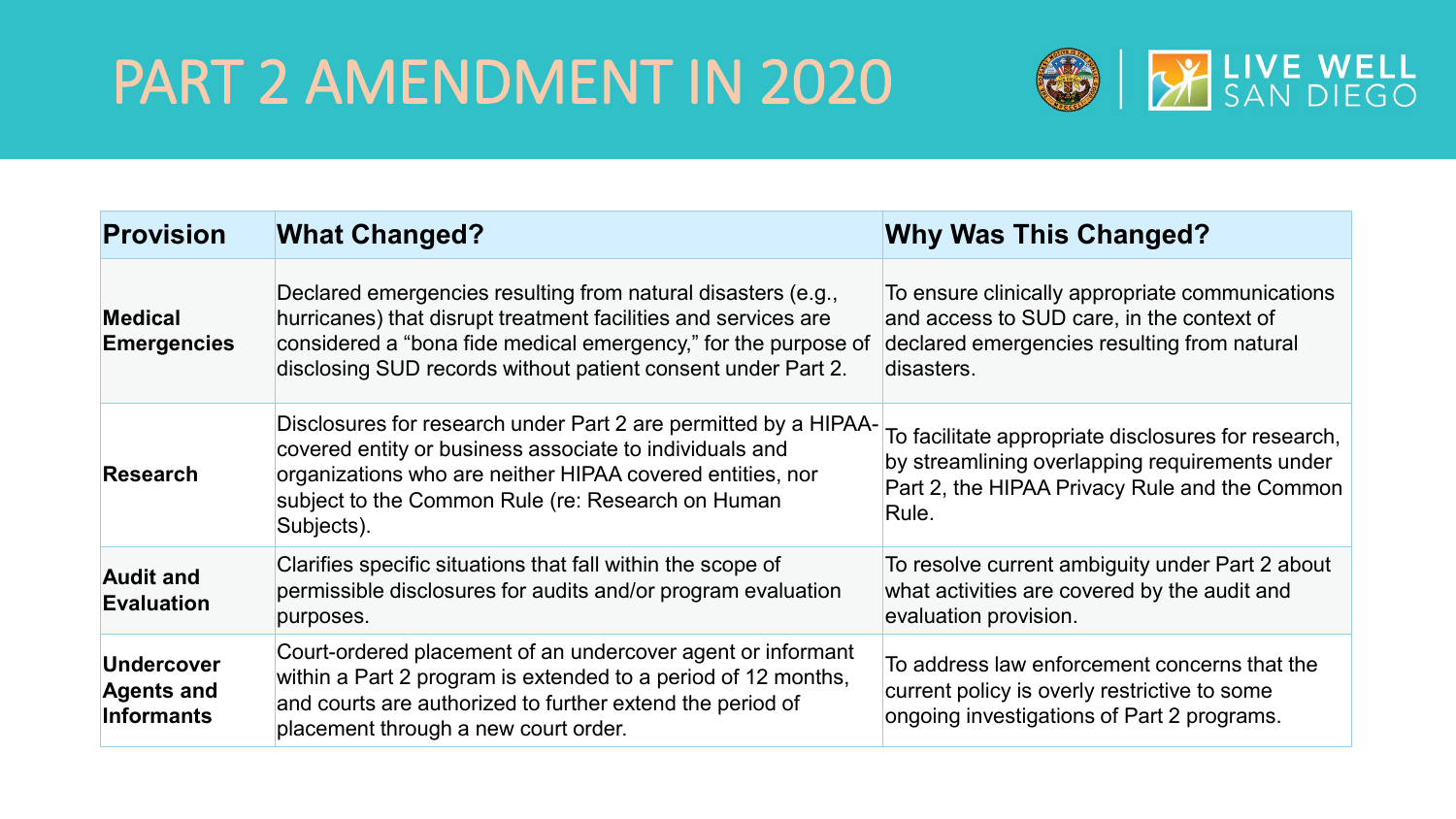# PART 2 AMENDMENT IN 2020

| Provision | What Changed? | Why Was This Changed? |
|---|---|---|
| **Medical Emergencies** | Declared emergencies resulting from natural disasters (e.g., hurricanes) that disrupt treatment facilities and services are considered a "bona fide medical emergency," for the purpose of disclosing SUD records without patient consent under Part 2. | To ensure clinically appropriate communications and access to SUD care, in the context of declared emergencies resulting from natural disasters. |
| **Research** | Disclosures for research under Part 2 are permitted by a HIPAA-covered entity or business associate to individuals and organizations who are neither HIPAA covered entities, nor subject to the Common Rule (re: Research on Human Subjects). | To facilitate appropriate disclosures for research, by streamlining overlapping requirements under Part 2, the HIPAA Privacy Rule and the Common Rule. |
| **Audit and Evaluation** | Clarifies specific situations that fall within the scope of permissible disclosures for audits and/or program evaluation purposes. | To resolve current ambiguity under Part 2 about what activities are covered by the audit and evaluation provision. |
| **Undercover Agents and Informants** | Court-ordered placement of an undercover agent or informant within a Part 2 program is extended to a period of 12 months, and courts are authorized to further extend the period of placement through a new court order. | To address law enforcement concerns that the current policy is overly restrictive to some ongoing investigations of Part 2 programs. |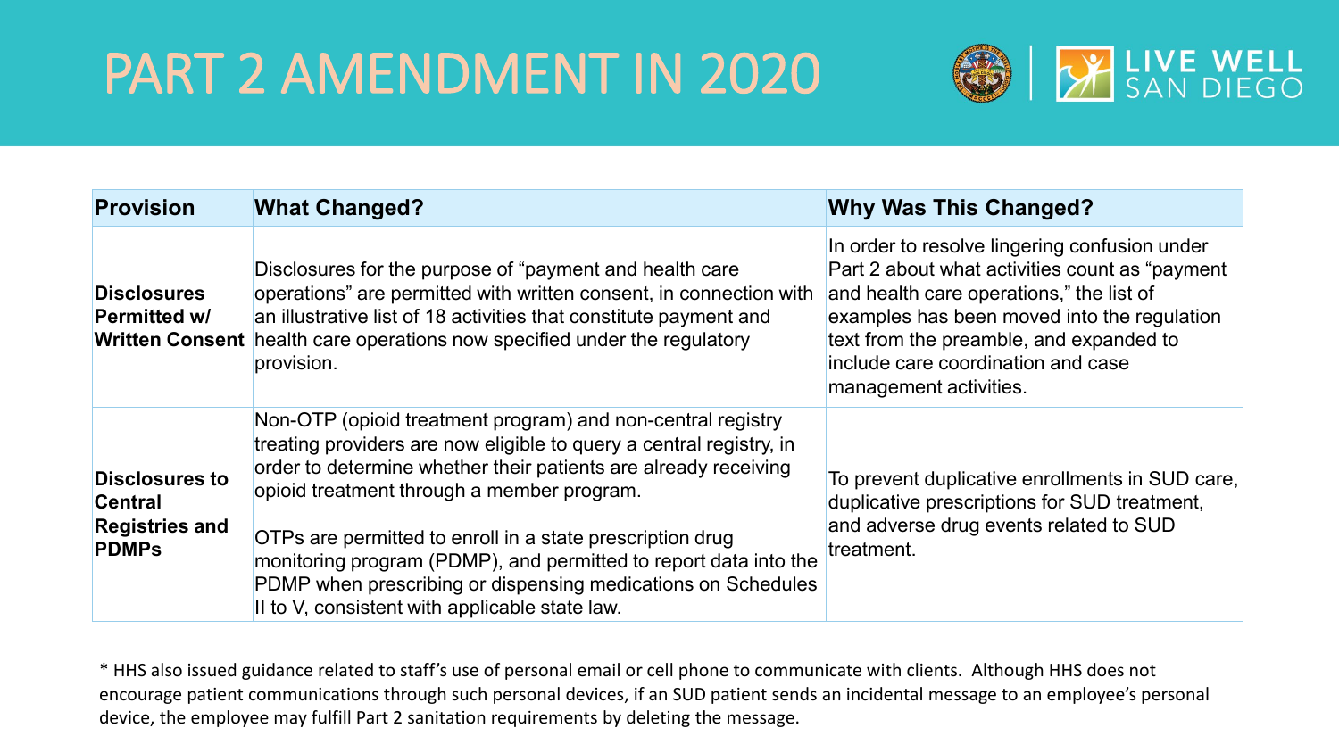# PART 2 AMENDMENT IN 2020

| Provision | What Changed? | Why Was This Changed? |
|---|---|---|
| **Disclosures Permitted w/ Written Consent** | Disclosures for the purpose of "payment and health care operations" are permitted with written consent, in connection with an illustrative list of 18 activities that constitute payment and health care operations now specified under the regulatory provision. | In order to resolve lingering confusion under Part 2 about what activities count as "payment and health care operations," the list of examples has been moved into the regulation text from the preamble, and expanded to include care coordination and case management activities. |
| **Disclosures to Central Registries and PDMPs** | Non-OTP (opioid treatment program) and non-central registry treating providers are now eligible to query a central registry, in order to determine whether their patients are already receiving opioid treatment through a member program.<br><br>OTPs are permitted to enroll in a state prescription drug monitoring program (PDMP), and permitted to report data into the PDMP when prescribing or dispensing medications on Schedules II to V, consistent with applicable state law. | To prevent duplicative enrollments in SUD care, duplicative prescriptions for SUD treatment, and adverse drug events related to SUD treatment. |

* HHS also issued guidance related to staff's use of personal email or cell phone to communicate with clients. Although HHS does not encourage patient communications through such personal devices, if an SUD patient sends an incidental message to an employee's personal device, the employee may fulfill Part 2 sanitation requirements by deleting the message.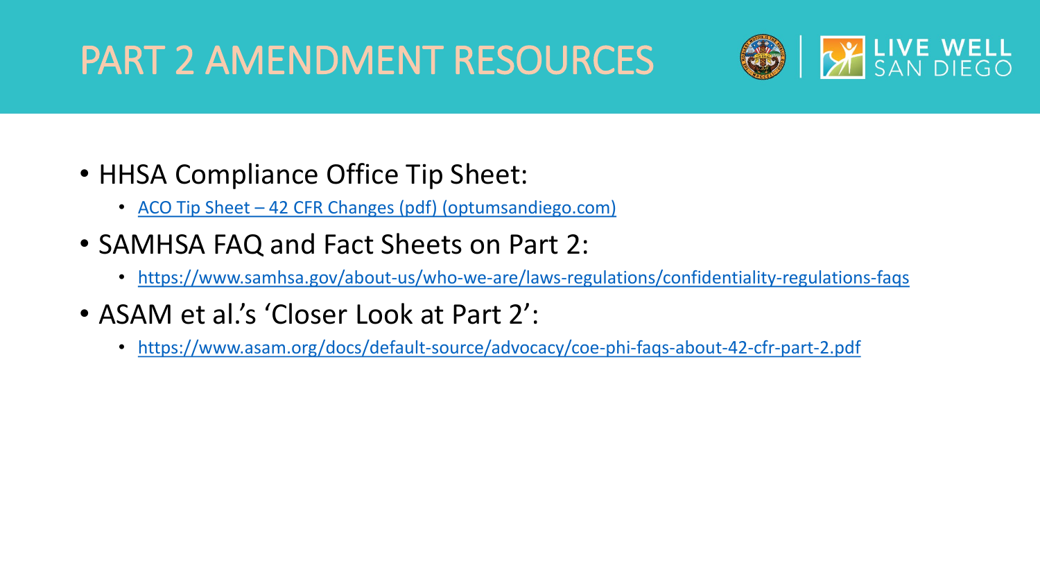# PART 2 AMENDMENT RESOURCES

- HHSA Compliance Office Tip Sheet:
  - ACO Tip Sheet – 42 CFR Changes (pdf) (optumsandiego.com)
- SAMHSA FAQ and Fact Sheets on Part 2:
  - https://www.samhsa.gov/about-us/who-we-are/laws-regulations/confidentiality-regulations-faqs
- ASAM et al.'s 'Closer Look at Part 2':
  - https://www.asam.org/docs/default-source/advocacy/coe-phi-faqs-about-42-cfr-part-2.pdf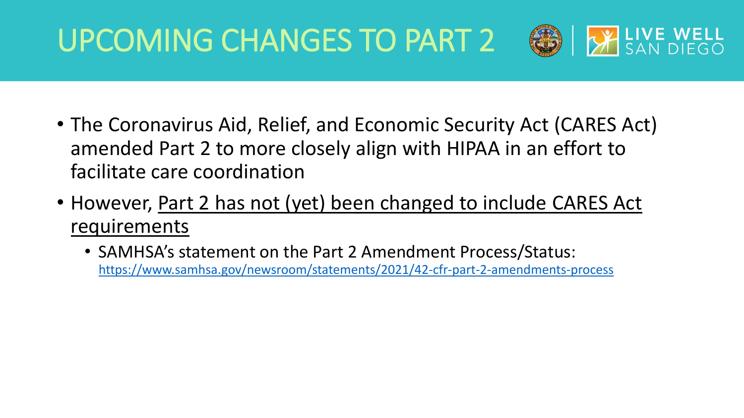# UPCOMING CHANGES TO PART 2

- The Coronavirus Aid, Relief, and Economic Security Act (CARES Act) amended Part 2 to more closely align with HIPAA in an effort to facilitate care coordination
- However, <u>Part 2 has not (yet) been changed to include CARES Act requirements</u>
  - SAMHSA's statement on the Part 2 Amendment Process/Status: https://www.samhsa.gov/newsroom/statements/2021/42-cfr-part-2-amendments-process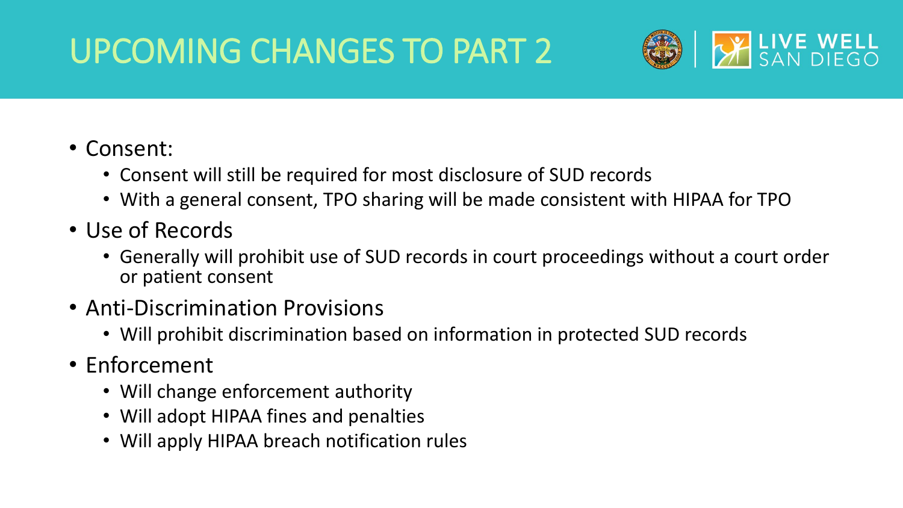# UPCOMING CHANGES TO PART 2

- Consent:
  - Consent will still be required for most disclosure of SUD records
  - With a general consent, TPO sharing will be made consistent with HIPAA for TPO
- Use of Records
  - Generally will prohibit use of SUD records in court proceedings without a court order or patient consent
- Anti-Discrimination Provisions
  - Will prohibit discrimination based on information in protected SUD records
- Enforcement
  - Will change enforcement authority
  - Will adopt HIPAA fines and penalties
  - Will apply HIPAA breach notification rules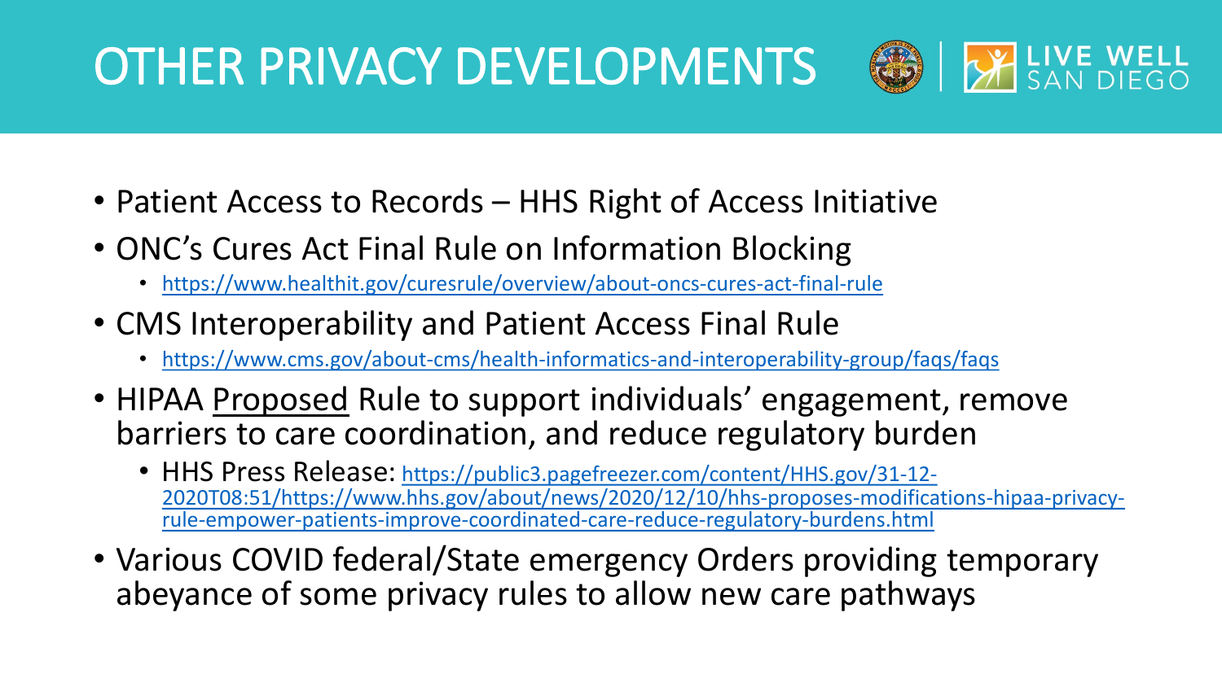# OTHER PRIVACY DEVELOPMENTS

- Patient Access to Records – HHS Right of Access Initiative
- ONC's Cures Act Final Rule on Information Blocking
  - https://www.healthit.gov/curesrule/overview/about-oncs-cures-act-final-rule
- CMS Interoperability and Patient Access Final Rule
  - https://www.cms.gov/about-cms/health-informatics-and-interoperability-group/faqs/faqs
- HIPAA <u>Proposed</u> Rule to support individuals' engagement, remove barriers to care coordination, and reduce regulatory burden
  - HHS Press Release: https://public3.pagefreezer.com/content/HHS.gov/31-12-2020T08:51/https://www.hhs.gov/about/news/2020/12/10/hhs-proposes-modifications-hipaa-privacy-rule-empower-patients-improve-coordinated-care-reduce-regulatory-burdens.html
- Various COVID federal/State emergency Orders providing temporary abeyance of some privacy rules to allow new care pathways